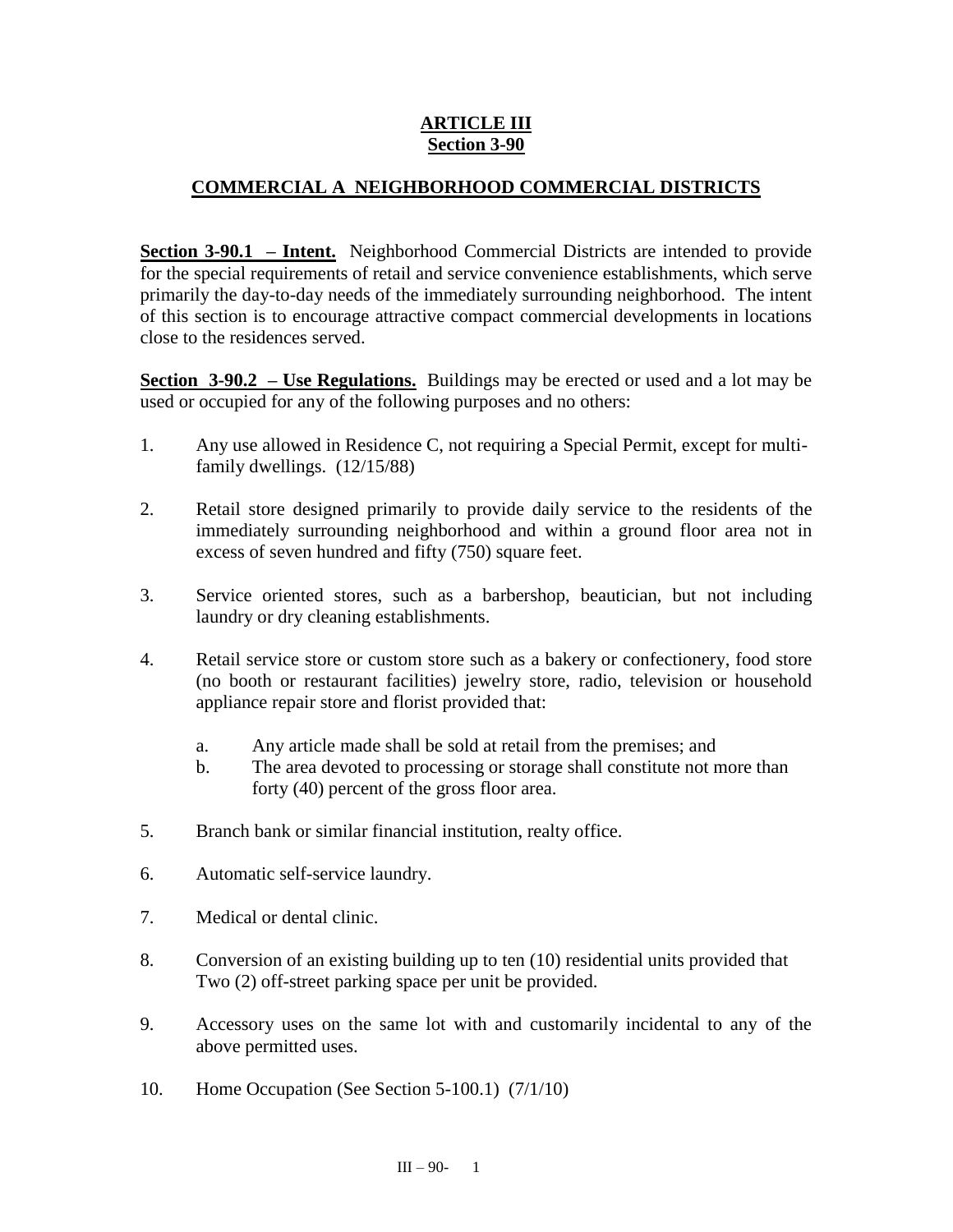# ARTICLE III
## Section 3-90

## COMMERCIAL A NEIGHBORHOOD COMMERCIAL DISTRICTS

**Section 3-90.1 – Intent.** Neighborhood Commercial Districts are intended to provide for the special requirements of retail and service convenience establishments, which serve primarily the day-to-day needs of the immediately surrounding neighborhood. The intent of this section is to encourage attractive compact commercial developments in locations close to the residences served.

**Section 3-90.2 – Use Regulations.** Buildings may be erected or used and a lot may be used or occupied for any of the following purposes and no others:

1. Any use allowed in Residence C, not requiring a Special Permit, except for multi-family dwellings. (12/15/88)
2. Retail store designed primarily to provide daily service to the residents of the immediately surrounding neighborhood and within a ground floor area not in excess of seven hundred and fifty (750) square feet.
3. Service oriented stores, such as a barbershop, beautician, but not including laundry or dry cleaning establishments.
4. Retail service store or custom store such as a bakery or confectionery, food store (no booth or restaurant facilities) jewelry store, radio, television or household appliance repair store and florist provided that:
   a. Any article made shall be sold at retail from the premises; and
   b. The area devoted to processing or storage shall constitute not more than forty (40) percent of the gross floor area.
5. Branch bank or similar financial institution, realty office.
6. Automatic self-service laundry.
7. Medical or dental clinic.
8. Conversion of an existing building up to ten (10) residential units provided that Two (2) off-street parking space per unit be provided.
9. Accessory uses on the same lot with and customarily incidental to any of the above permitted uses.
10. Home Occupation (See Section 5-100.1) (7/1/10)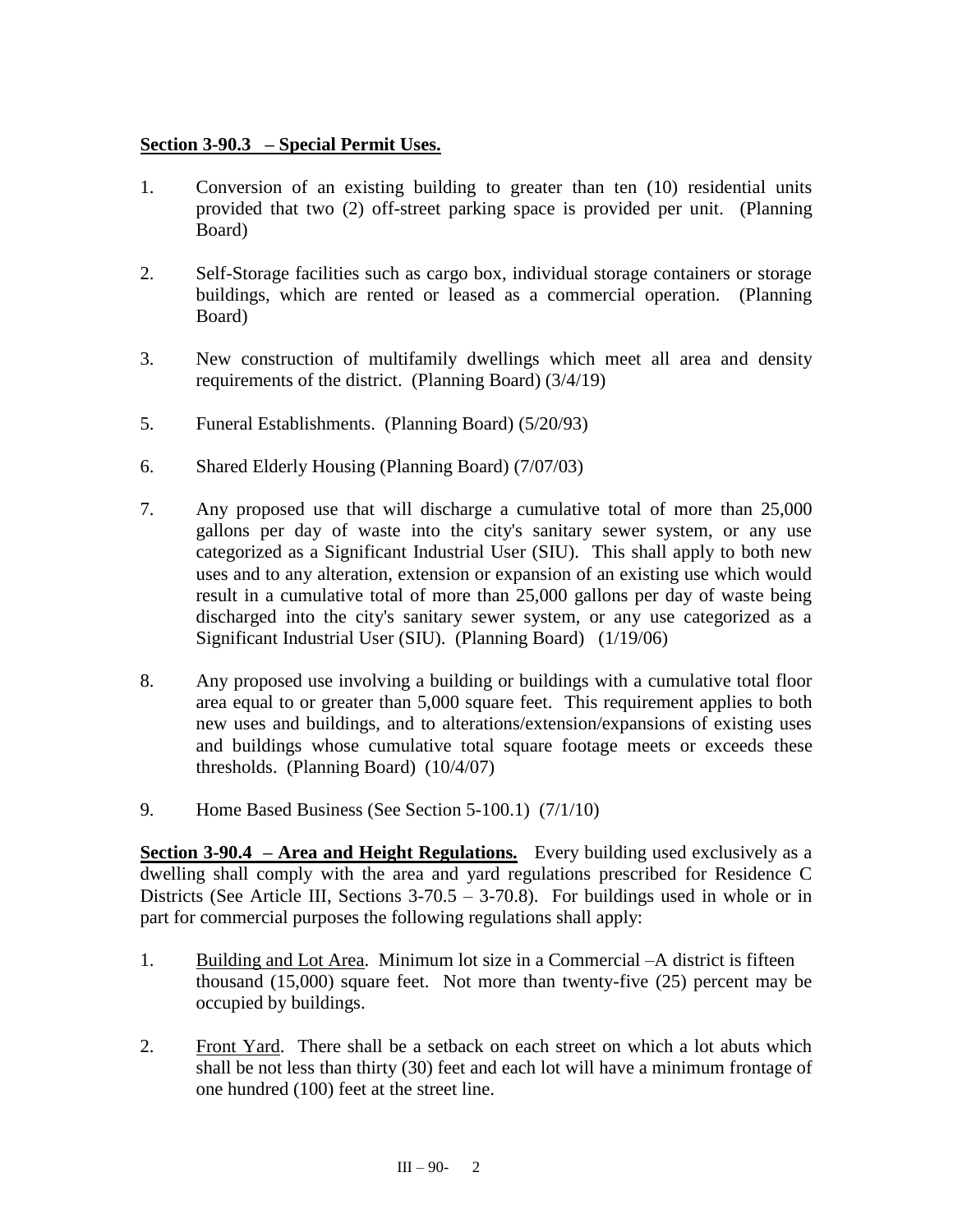**Section 3-90.3 – Special Permit Uses.**

1. Conversion of an existing building to greater than ten (10) residential units provided that two (2) off-street parking space is provided per unit. (Planning Board)

2. Self-Storage facilities such as cargo box, individual storage containers or storage buildings, which are rented or leased as a commercial operation. (Planning Board)

3. New construction of multifamily dwellings which meet all area and density requirements of the district. (Planning Board) (3/4/19)

5. Funeral Establishments. (Planning Board) (5/20/93)

6. Shared Elderly Housing (Planning Board) (7/07/03)

7. Any proposed use that will discharge a cumulative total of more than 25,000 gallons per day of waste into the city's sanitary sewer system, or any use categorized as a Significant Industrial User (SIU). This shall apply to both new uses and to any alteration, extension or expansion of an existing use which would result in a cumulative total of more than 25,000 gallons per day of waste being discharged into the city's sanitary sewer system, or any use categorized as a Significant Industrial User (SIU). (Planning Board) (1/19/06)

8. Any proposed use involving a building or buildings with a cumulative total floor area equal to or greater than 5,000 square feet. This requirement applies to both new uses and buildings, and to alterations/extension/expansions of existing uses and buildings whose cumulative total square footage meets or exceeds these thresholds. (Planning Board) (10/4/07)

9. Home Based Business (See Section 5-100.1) (7/1/10)

**Section 3-90.4 – Area and Height Regulations.** Every building used exclusively as a dwelling shall comply with the area and yard regulations prescribed for Residence C Districts (See Article III, Sections 3-70.5 – 3-70.8). For buildings used in whole or in part for commercial purposes the following regulations shall apply:

1. Building and Lot Area. Minimum lot size in a Commercial –A district is fifteen thousand (15,000) square feet. Not more than twenty-five (25) percent may be occupied by buildings.

2. Front Yard. There shall be a setback on each street on which a lot abuts which shall be not less than thirty (30) feet and each lot will have a minimum frontage of one hundred (100) feet at the street line.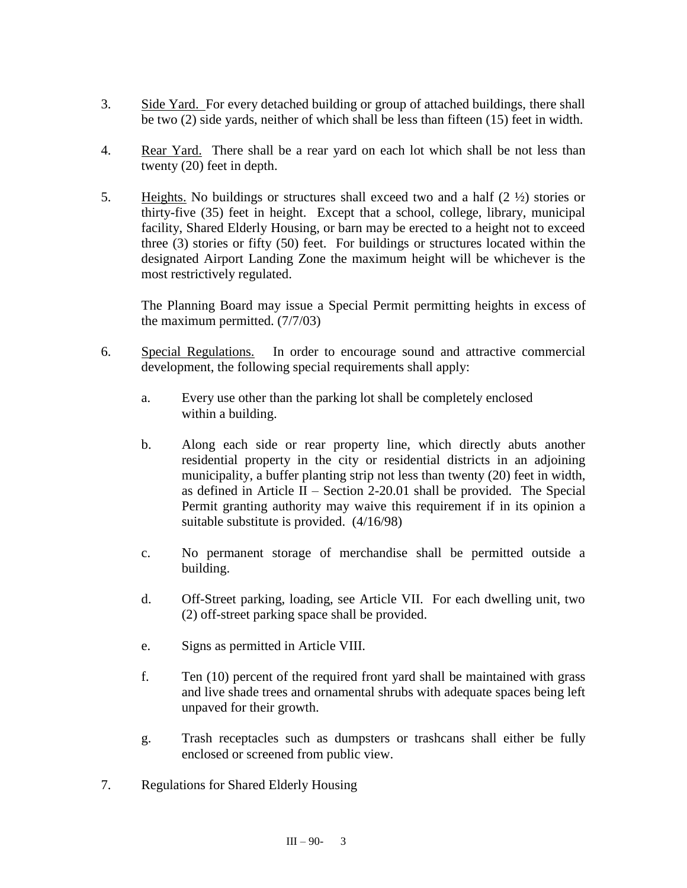3. Side Yard. For every detached building or group of attached buildings, there shall be two (2) side yards, neither of which shall be less than fifteen (15) feet in width.

4. Rear Yard. There shall be a rear yard on each lot which shall be not less than twenty (20) feet in depth.

5. Heights. No buildings or structures shall exceed two and a half (2 ½) stories or thirty-five (35) feet in height. Except that a school, college, library, municipal facility, Shared Elderly Housing, or barn may be erected to a height not to exceed three (3) stories or fifty (50) feet. For buildings or structures located within the designated Airport Landing Zone the maximum height will be whichever is the most restrictively regulated.

   The Planning Board may issue a Special Permit permitting heights in excess of the maximum permitted. (7/7/03)

6. Special Regulations. In order to encourage sound and attractive commercial development, the following special requirements shall apply:

   a. Every use other than the parking lot shall be completely enclosed within a building.

   b. Along each side or rear property line, which directly abuts another residential property in the city or residential districts in an adjoining municipality, a buffer planting strip not less than twenty (20) feet in width, as defined in Article II – Section 2-20.01 shall be provided. The Special Permit granting authority may waive this requirement if in its opinion a suitable substitute is provided. (4/16/98)

   c. No permanent storage of merchandise shall be permitted outside a building.

   d. Off-Street parking, loading, see Article VII. For each dwelling unit, two (2) off-street parking space shall be provided.

   e. Signs as permitted in Article VIII.

   f. Ten (10) percent of the required front yard shall be maintained with grass and live shade trees and ornamental shrubs with adequate spaces being left unpaved for their growth.

   g. Trash receptacles such as dumpsters or trashcans shall either be fully enclosed or screened from public view.

7. Regulations for Shared Elderly Housing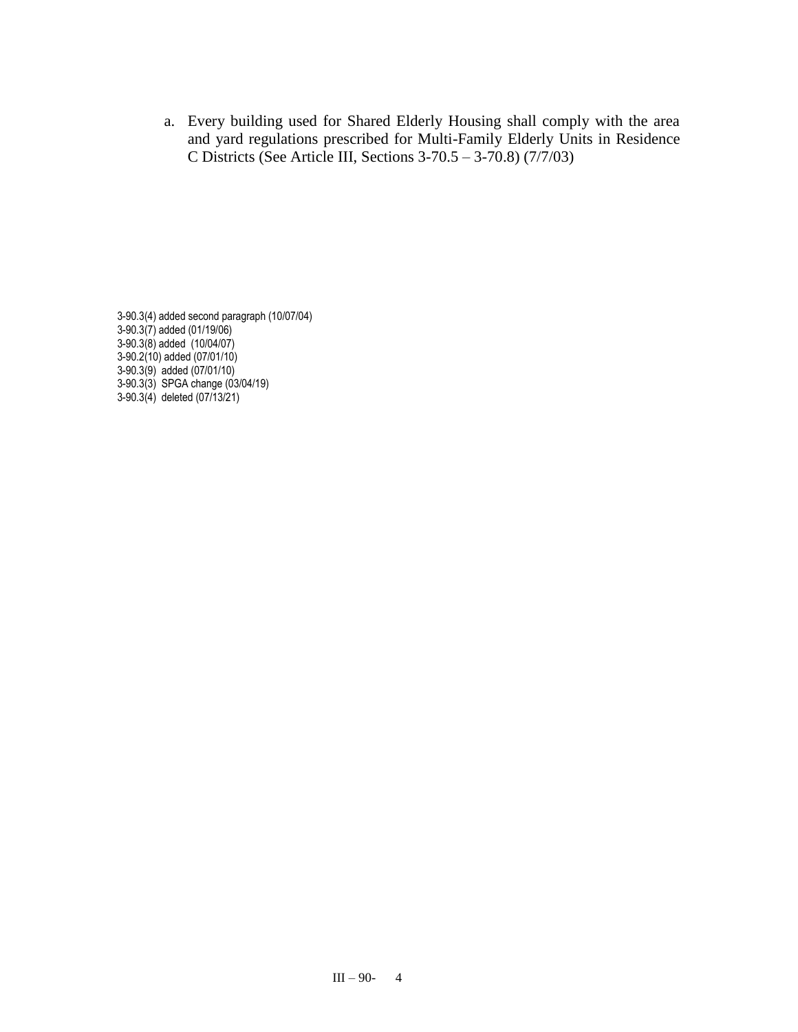a. Every building used for Shared Elderly Housing shall comply with the area and yard regulations prescribed for Multi-Family Elderly Units in Residence C Districts (See Article III, Sections 3-70.5 – 3-70.8) (7/7/03)

3-90.3(4) added second paragraph (10/07/04)
3-90.3(7) added (01/19/06)
3-90.3(8) added (10/04/07)
3-90.2(10) added (07/01/10)
3-90.3(9) added (07/01/10)
3-90.3(3) SPGA change (03/04/19)
3-90.3(4) deleted (07/13/21)